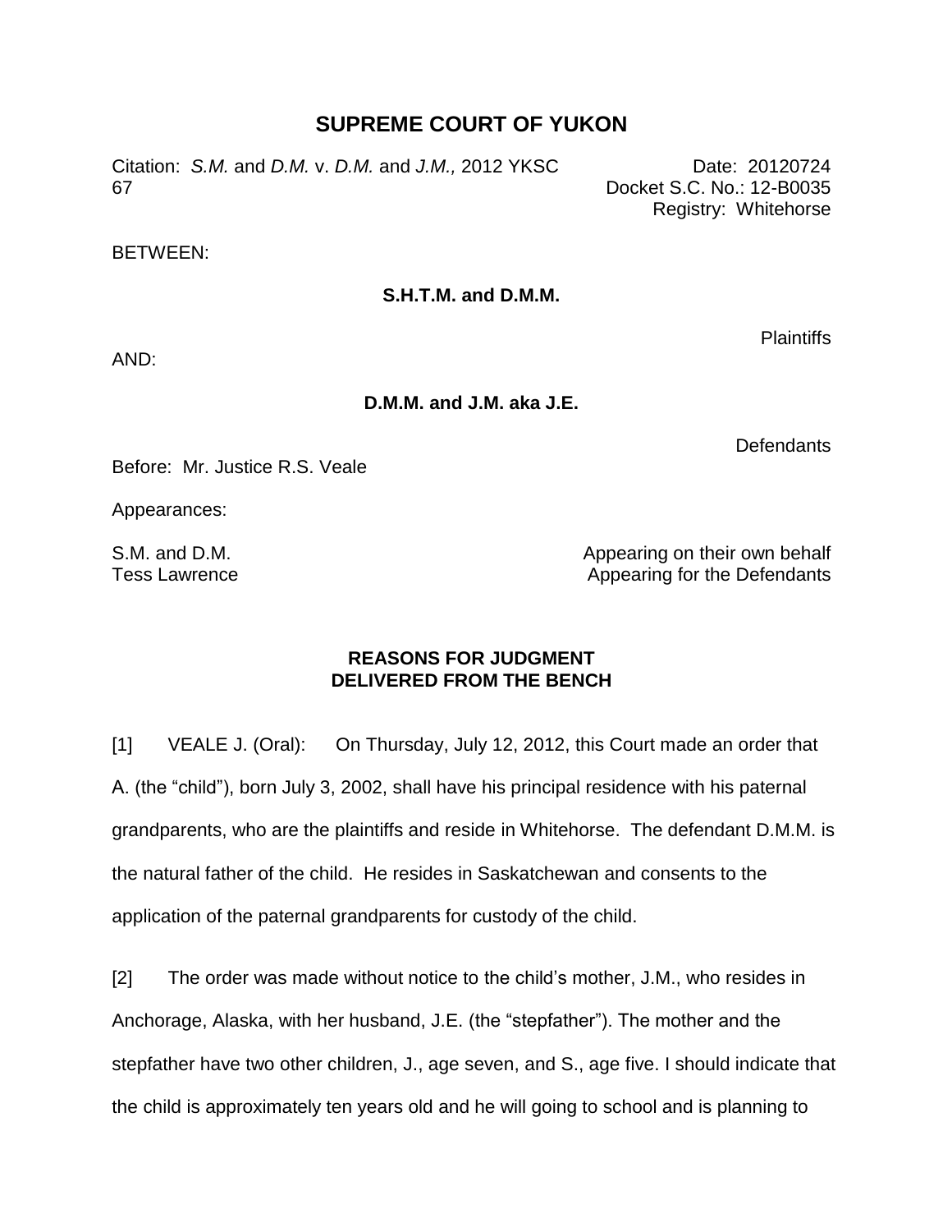# SUPREME COURT OF YUKON

Citation: *S.M.* and *D.M.* v. *D.M.* and *J.M.,* 2012 YKSC 67

Date: 20120724
Docket S.C. No.: 12-B0035
Registry: Whitehorse

BETWEEN:

**S.H.T.M. and D.M.M.**

Plaintiffs

AND:

**D.M.M. and J.M. aka J.E.**

Defendants

Before: Mr. Justice R.S. Veale

Appearances:

S.M. and D.M. — Appearing on their own behalf
Tess Lawrence — Appearing for the Defendants

## REASONS FOR JUDGMENT DELIVERED FROM THE BENCH

[1] VEALE J. (Oral): On Thursday, July 12, 2012, this Court made an order that A. (the "child"), born July 3, 2002, shall have his principal residence with his paternal grandparents, who are the plaintiffs and reside in Whitehorse. The defendant D.M.M. is the natural father of the child. He resides in Saskatchewan and consents to the application of the paternal grandparents for custody of the child.

[2] The order was made without notice to the child's mother, J.M., who resides in Anchorage, Alaska, with her husband, J.E. (the "stepfather"). The mother and the stepfather have two other children, J., age seven, and S., age five. I should indicate that the child is approximately ten years old and he will going to school and is planning to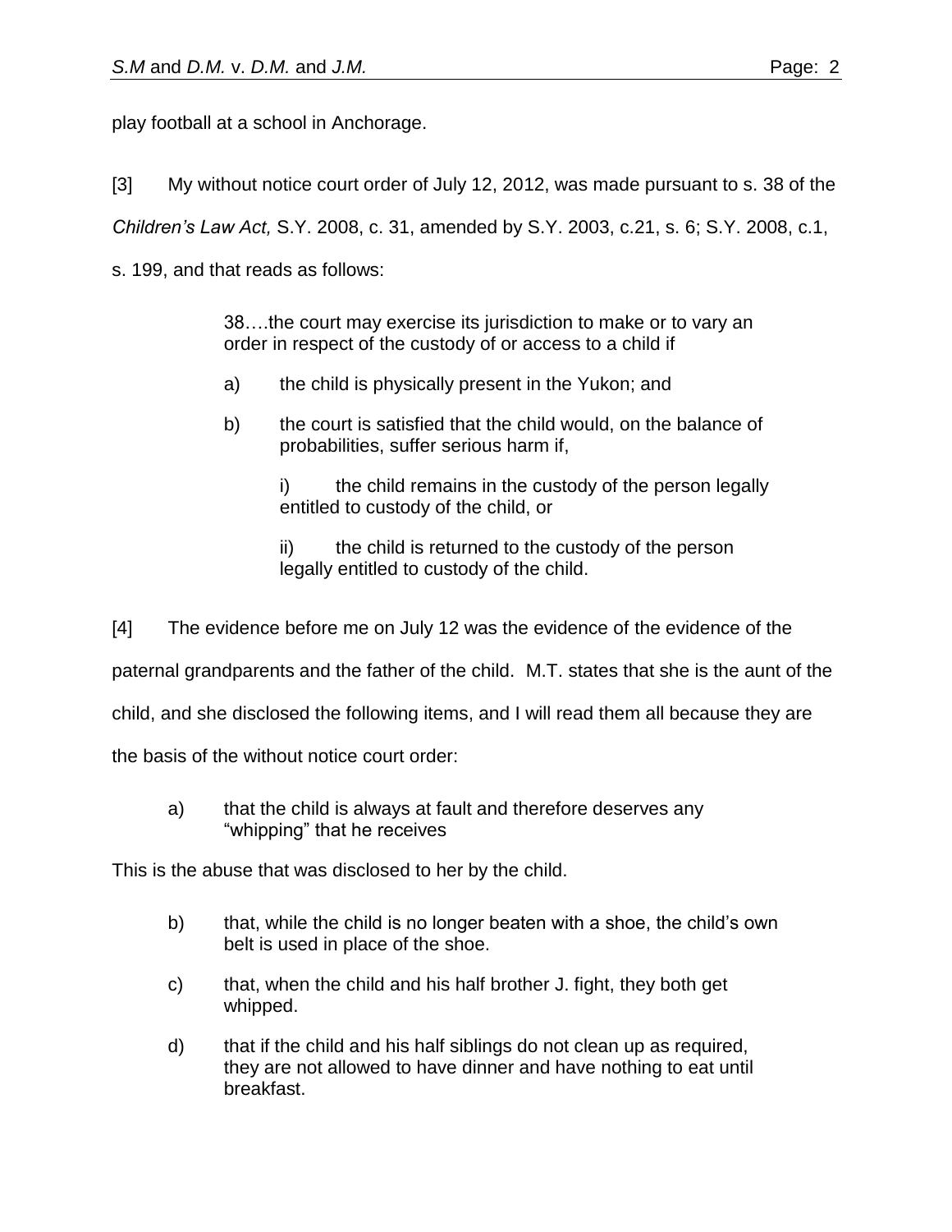play football at a school in Anchorage.

[3] My without notice court order of July 12, 2012, was made pursuant to s. 38 of the *Children's Law Act,* S.Y. 2008, c. 31, amended by S.Y. 2003, c.21, s. 6; S.Y. 2008, c.1, s. 199, and that reads as follows:

> 38….the court may exercise its jurisdiction to make or to vary an order in respect of the custody of or access to a child if
>
> a) the child is physically present in the Yukon; and
>
> b) the court is satisfied that the child would, on the balance of probabilities, suffer serious harm if,
>
> i) the child remains in the custody of the person legally entitled to custody of the child, or
>
> ii) the child is returned to the custody of the person legally entitled to custody of the child.

[4] The evidence before me on July 12 was the evidence of the evidence of the paternal grandparents and the father of the child. M.T. states that she is the aunt of the child, and she disclosed the following items, and I will read them all because they are the basis of the without notice court order:

> a) that the child is always at fault and therefore deserves any "whipping" that he receives

This is the abuse that was disclosed to her by the child.

> b) that, while the child is no longer beaten with a shoe, the child's own belt is used in place of the shoe.
>
> c) that, when the child and his half brother J. fight, they both get whipped.
>
> d) that if the child and his half siblings do not clean up as required, they are not allowed to have dinner and have nothing to eat until breakfast.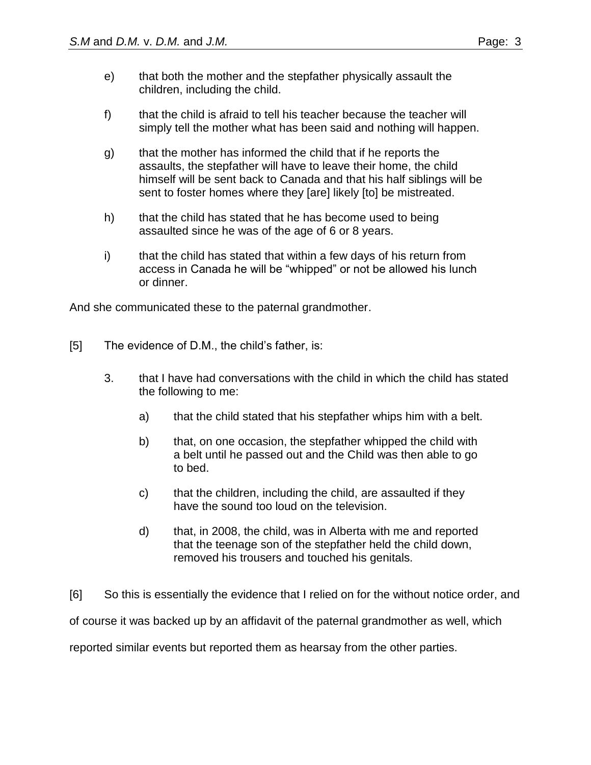e) that both the mother and the stepfather physically assault the children, including the child.

f) that the child is afraid to tell his teacher because the teacher will simply tell the mother what has been said and nothing will happen.

g) that the mother has informed the child that if he reports the assaults, the stepfather will have to leave their home, the child himself will be sent back to Canada and that his half siblings will be sent to foster homes where they [are] likely [to] be mistreated.

h) that the child has stated that he has become used to being assaulted since he was of the age of 6 or 8 years.

i) that the child has stated that within a few days of his return from access in Canada he will be "whipped" or not be allowed his lunch or dinner.

And she communicated these to the paternal grandmother.

[5] The evidence of D.M., the child's father, is:

3. that I have had conversations with the child in which the child has stated the following to me:

   a) that the child stated that his stepfather whips him with a belt.

   b) that, on one occasion, the stepfather whipped the child with a belt until he passed out and the Child was then able to go to bed.

   c) that the children, including the child, are assaulted if they have the sound too loud on the television.

   d) that, in 2008, the child, was in Alberta with me and reported that the teenage son of the stepfather held the child down, removed his trousers and touched his genitals.

[6] So this is essentially the evidence that I relied on for the without notice order, and of course it was backed up by an affidavit of the paternal grandmother as well, which reported similar events but reported them as hearsay from the other parties.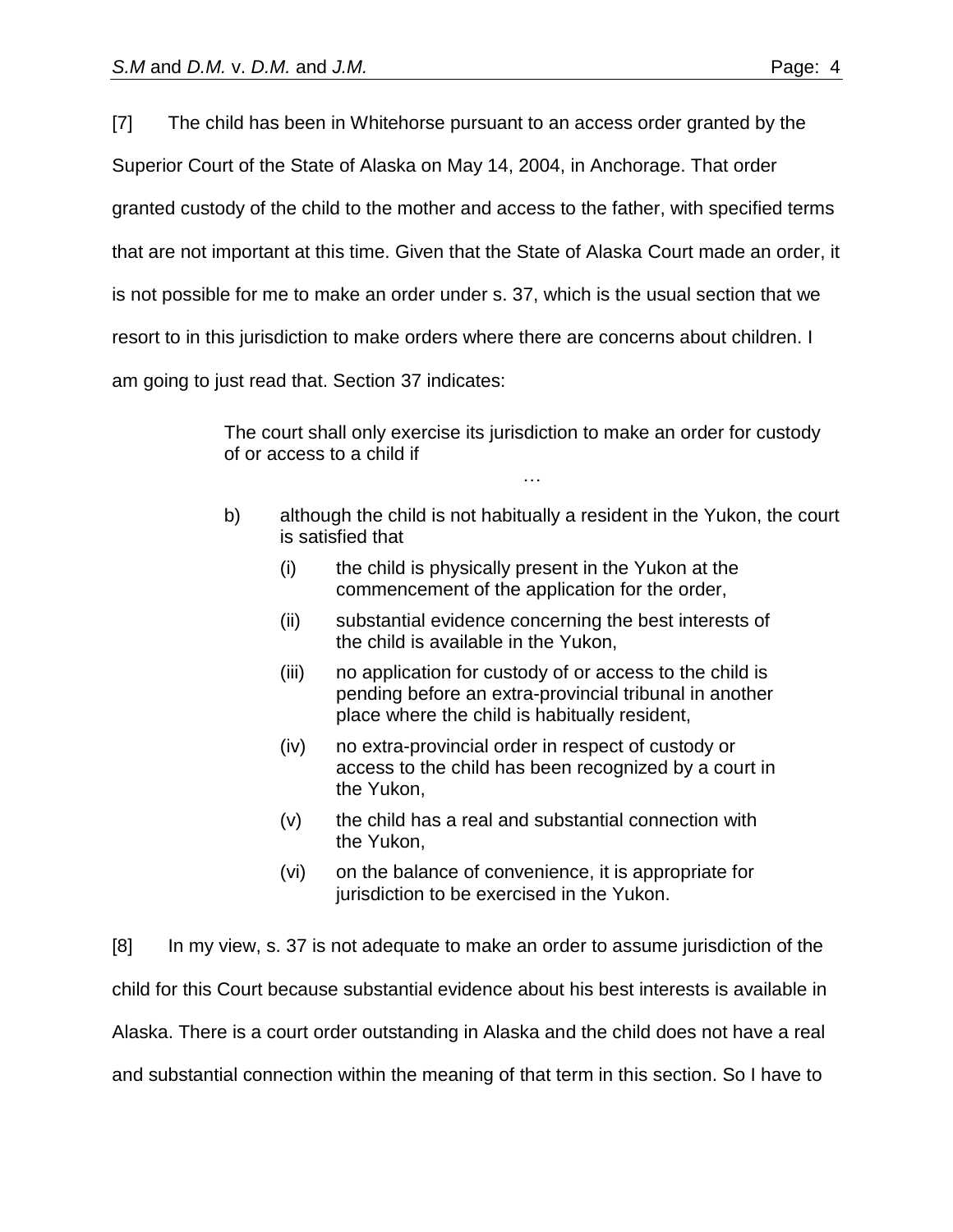[7] The child has been in Whitehorse pursuant to an access order granted by the Superior Court of the State of Alaska on May 14, 2004, in Anchorage. That order granted custody of the child to the mother and access to the father, with specified terms that are not important at this time. Given that the State of Alaska Court made an order, it is not possible for me to make an order under s. 37, which is the usual section that we resort to in this jurisdiction to make orders where there are concerns about children. I am going to just read that. Section 37 indicates:

> The court shall only exercise its jurisdiction to make an order for custody of or access to a child if
>
> …
>
> b) although the child is not habitually a resident in the Yukon, the court is satisfied that
>
> (i) the child is physically present in the Yukon at the commencement of the application for the order,
>
> (ii) substantial evidence concerning the best interests of the child is available in the Yukon,
>
> (iii) no application for custody of or access to the child is pending before an extra-provincial tribunal in another place where the child is habitually resident,
>
> (iv) no extra-provincial order in respect of custody or access to the child has been recognized by a court in the Yukon,
>
> (v) the child has a real and substantial connection with the Yukon,
>
> (vi) on the balance of convenience, it is appropriate for jurisdiction to be exercised in the Yukon.

[8] In my view, s. 37 is not adequate to make an order to assume jurisdiction of the child for this Court because substantial evidence about his best interests is available in Alaska. There is a court order outstanding in Alaska and the child does not have a real and substantial connection within the meaning of that term in this section. So I have to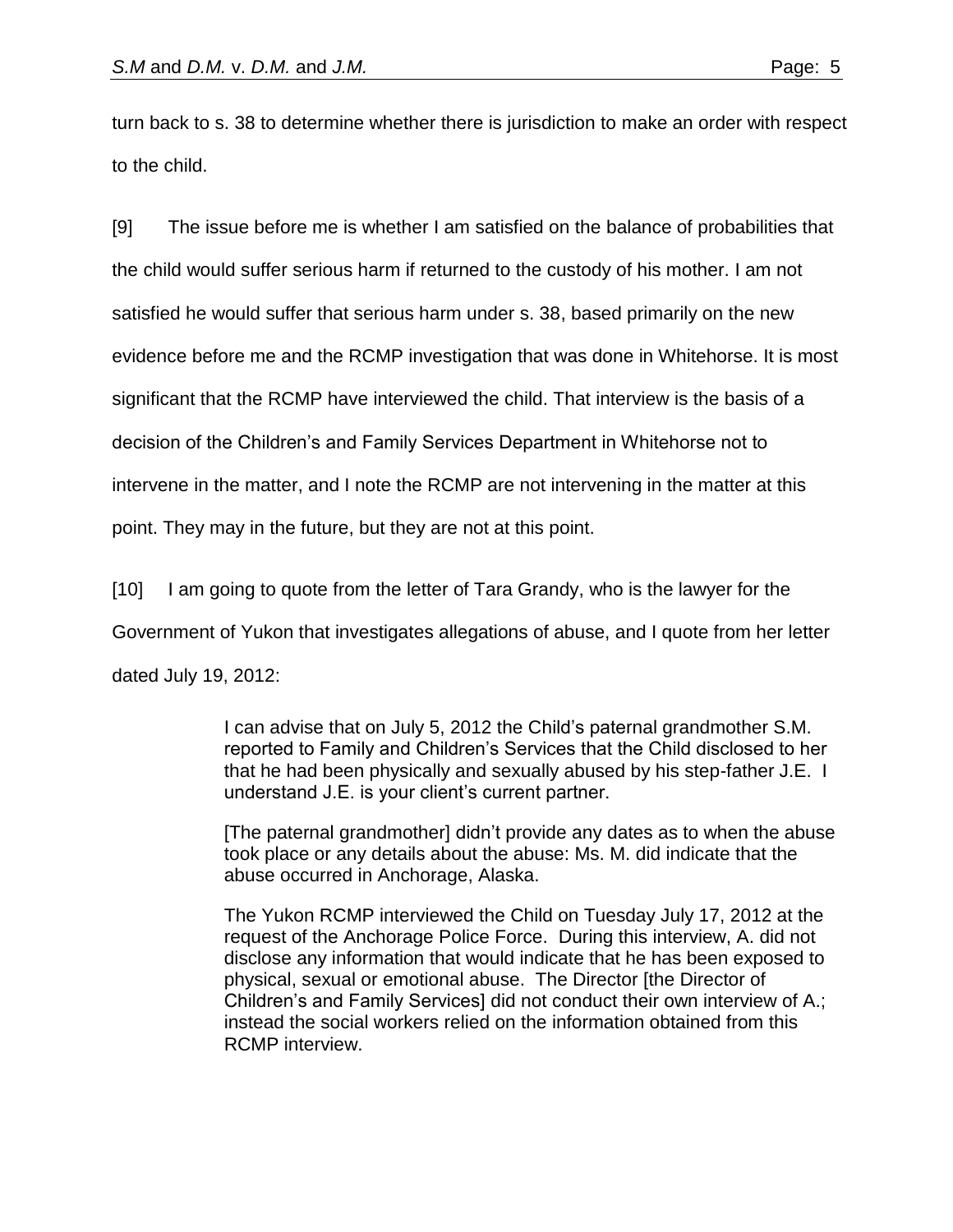turn back to s. 38 to determine whether there is jurisdiction to make an order with respect to the child.

[9] The issue before me is whether I am satisfied on the balance of probabilities that the child would suffer serious harm if returned to the custody of his mother. I am not satisfied he would suffer that serious harm under s. 38, based primarily on the new evidence before me and the RCMP investigation that was done in Whitehorse. It is most significant that the RCMP have interviewed the child. That interview is the basis of a decision of the Children's and Family Services Department in Whitehorse not to intervene in the matter, and I note the RCMP are not intervening in the matter at this point. They may in the future, but they are not at this point.

[10] I am going to quote from the letter of Tara Grandy, who is the lawyer for the Government of Yukon that investigates allegations of abuse, and I quote from her letter dated July 19, 2012:

> I can advise that on July 5, 2012 the Child's paternal grandmother S.M. reported to Family and Children's Services that the Child disclosed to her that he had been physically and sexually abused by his step-father J.E. I understand J.E. is your client's current partner.
>
> [The paternal grandmother] didn't provide any dates as to when the abuse took place or any details about the abuse: Ms. M. did indicate that the abuse occurred in Anchorage, Alaska.
>
> The Yukon RCMP interviewed the Child on Tuesday July 17, 2012 at the request of the Anchorage Police Force. During this interview, A. did not disclose any information that would indicate that he has been exposed to physical, sexual or emotional abuse. The Director [the Director of Children's and Family Services] did not conduct their own interview of A.; instead the social workers relied on the information obtained from this RCMP interview.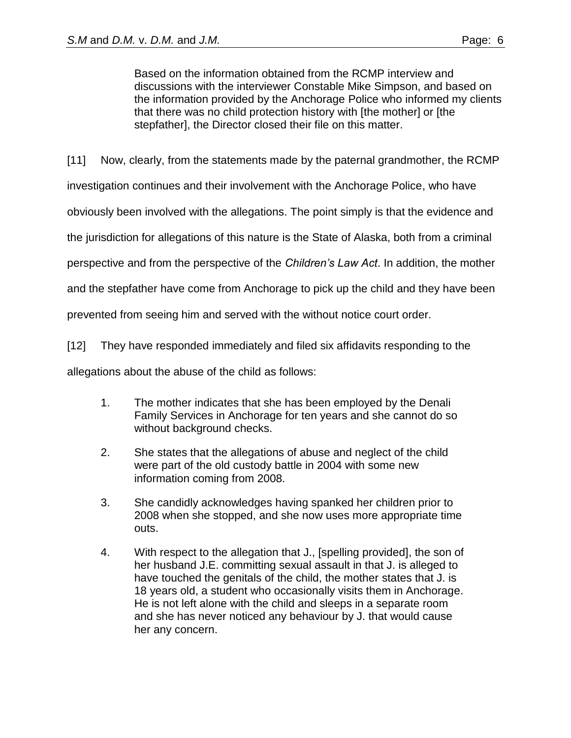> Based on the information obtained from the RCMP interview and discussions with the interviewer Constable Mike Simpson, and based on the information provided by the Anchorage Police who informed my clients that there was no child protection history with [the mother] or [the stepfather], the Director closed their file on this matter.

[11] Now, clearly, from the statements made by the paternal grandmother, the RCMP investigation continues and their involvement with the Anchorage Police, who have obviously been involved with the allegations. The point simply is that the evidence and the jurisdiction for allegations of this nature is the State of Alaska, both from a criminal perspective and from the perspective of the *Children's Law Act*. In addition, the mother and the stepfather have come from Anchorage to pick up the child and they have been prevented from seeing him and served with the without notice court order.

[12] They have responded immediately and filed six affidavits responding to the allegations about the abuse of the child as follows:

1. The mother indicates that she has been employed by the Denali Family Services in Anchorage for ten years and she cannot do so without background checks.
2. She states that the allegations of abuse and neglect of the child were part of the old custody battle in 2004 with some new information coming from 2008.
3. She candidly acknowledges having spanked her children prior to 2008 when she stopped, and she now uses more appropriate time outs.
4. With respect to the allegation that J., [spelling provided], the son of her husband J.E. committing sexual assault in that J. is alleged to have touched the genitals of the child, the mother states that J. is 18 years old, a student who occasionally visits them in Anchorage. He is not left alone with the child and sleeps in a separate room and she has never noticed any behaviour by J. that would cause her any concern.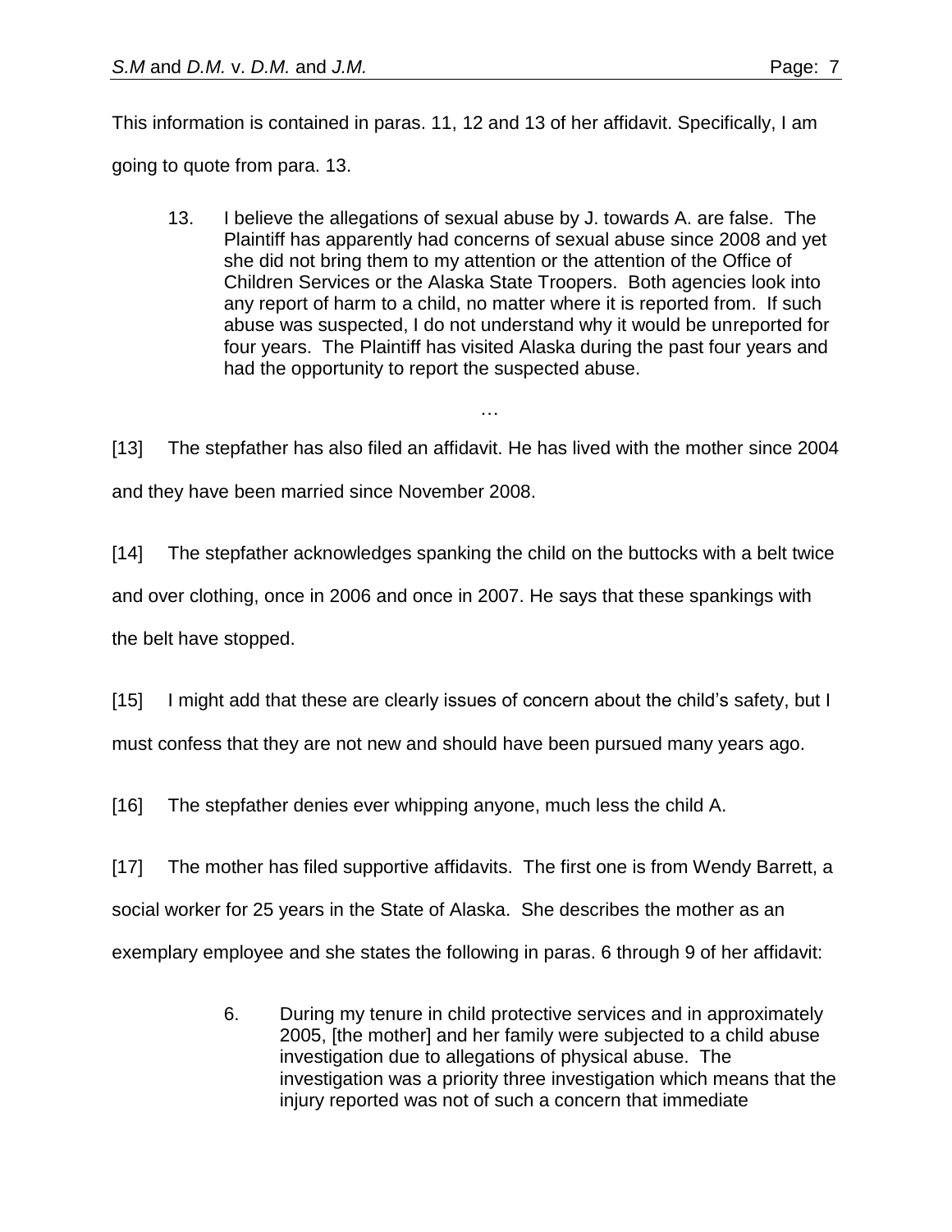This information is contained in paras. 11, 12 and 13 of her affidavit. Specifically, I am going to quote from para. 13.

> 13. I believe the allegations of sexual abuse by J. towards A. are false. The Plaintiff has apparently had concerns of sexual abuse since 2008 and yet she did not bring them to my attention or the attention of the Office of Children Services or the Alaska State Troopers. Both agencies look into any report of harm to a child, no matter where it is reported from. If such abuse was suspected, I do not understand why it would be unreported for four years. The Plaintiff has visited Alaska during the past four years and had the opportunity to report the suspected abuse.
>
> …

[13] The stepfather has also filed an affidavit. He has lived with the mother since 2004 and they have been married since November 2008.

[14] The stepfather acknowledges spanking the child on the buttocks with a belt twice and over clothing, once in 2006 and once in 2007. He says that these spankings with the belt have stopped.

[15] I might add that these are clearly issues of concern about the child's safety, but I must confess that they are not new and should have been pursued many years ago.

[16] The stepfather denies ever whipping anyone, much less the child A.

[17] The mother has filed supportive affidavits. The first one is from Wendy Barrett, a social worker for 25 years in the State of Alaska. She describes the mother as an exemplary employee and she states the following in paras. 6 through 9 of her affidavit:

> 6. During my tenure in child protective services and in approximately 2005, [the mother] and her family were subjected to a child abuse investigation due to allegations of physical abuse. The investigation was a priority three investigation which means that the injury reported was not of such a concern that immediate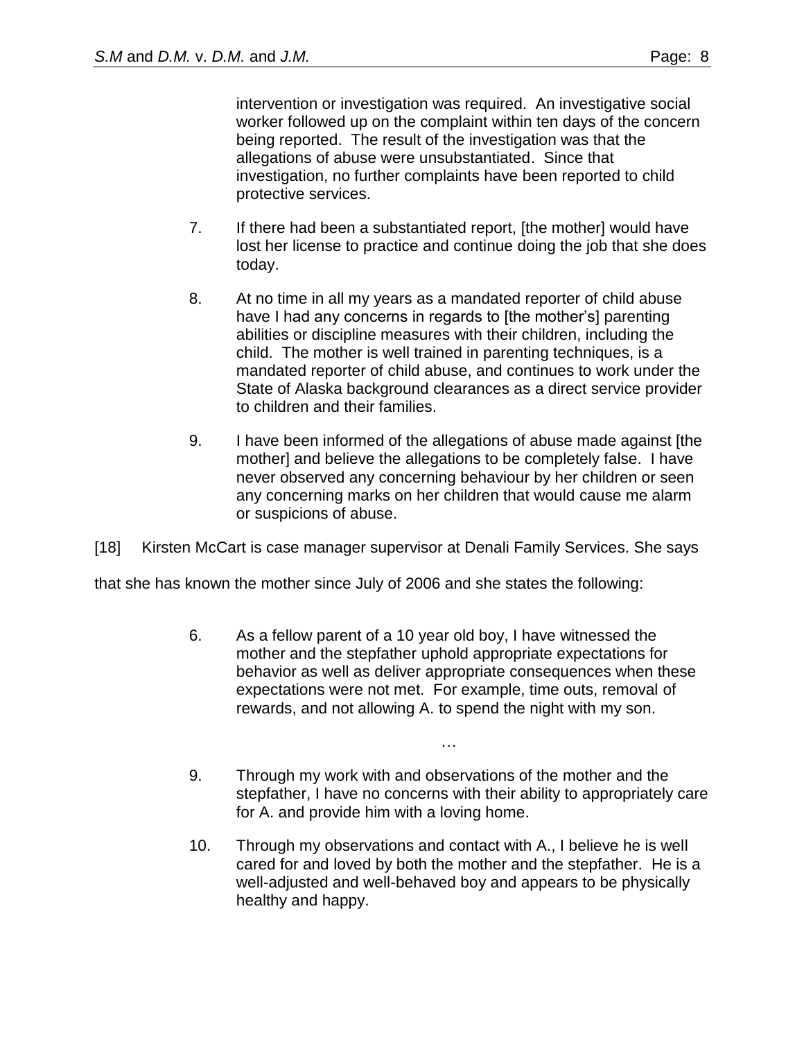> intervention or investigation was required. An investigative social worker followed up on the complaint within ten days of the concern being reported. The result of the investigation was that the allegations of abuse were unsubstantiated. Since that investigation, no further complaints have been reported to child protective services.
>
> 7. If there had been a substantiated report, [the mother] would have lost her license to practice and continue doing the job that she does today.
>
> 8. At no time in all my years as a mandated reporter of child abuse have I had any concerns in regards to [the mother's] parenting abilities or discipline measures with their children, including the child. The mother is well trained in parenting techniques, is a mandated reporter of child abuse, and continues to work under the State of Alaska background clearances as a direct service provider to children and their families.
>
> 9. I have been informed of the allegations of abuse made against [the mother] and believe the allegations to be completely false. I have never observed any concerning behaviour by her children or seen any concerning marks on her children that would cause me alarm or suspicions of abuse.

[18] Kirsten McCart is case manager supervisor at Denali Family Services. She says that she has known the mother since July of 2006 and she states the following:

> 6. As a fellow parent of a 10 year old boy, I have witnessed the mother and the stepfather uphold appropriate expectations for behavior as well as deliver appropriate consequences when these expectations were not met. For example, time outs, removal of rewards, and not allowing A. to spend the night with my son.
>
> …
>
> 9. Through my work with and observations of the mother and the stepfather, I have no concerns with their ability to appropriately care for A. and provide him with a loving home.
>
> 10. Through my observations and contact with A., I believe he is well cared for and loved by both the mother and the stepfather. He is a well-adjusted and well-behaved boy and appears to be physically healthy and happy.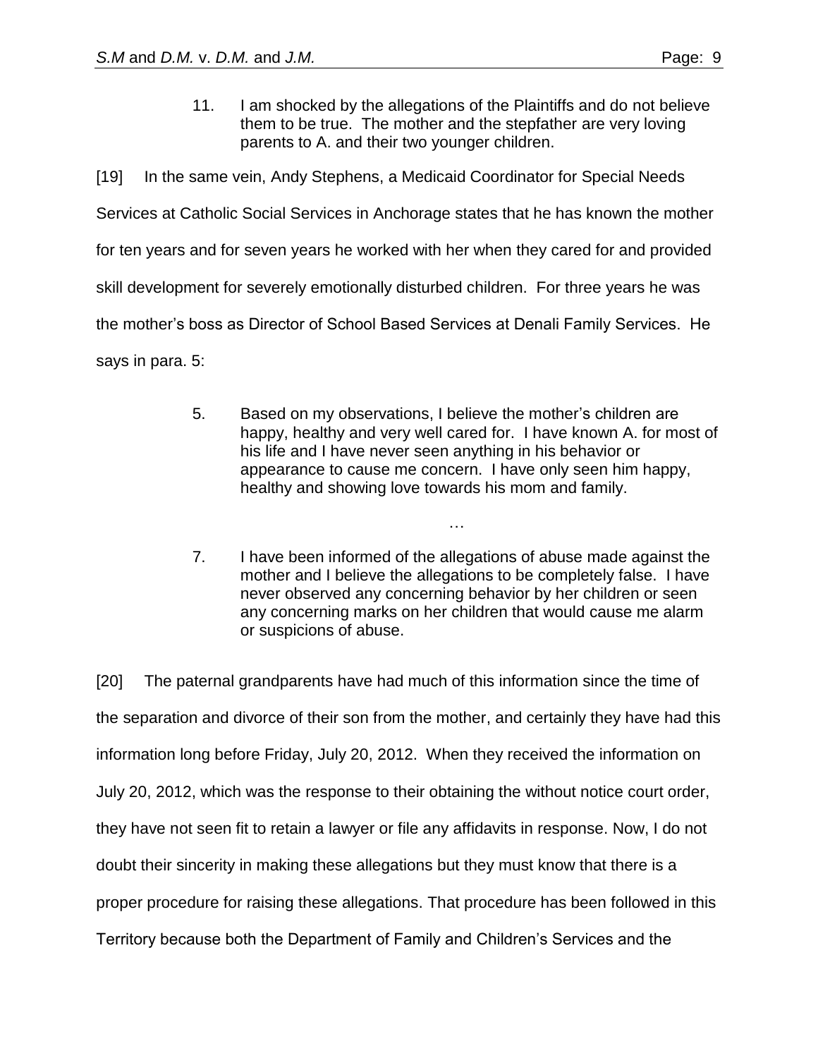> 11. I am shocked by the allegations of the Plaintiffs and do not believe them to be true. The mother and the stepfather are very loving parents to A. and their two younger children.

[19] In the same vein, Andy Stephens, a Medicaid Coordinator for Special Needs Services at Catholic Social Services in Anchorage states that he has known the mother for ten years and for seven years he worked with her when they cared for and provided skill development for severely emotionally disturbed children. For three years he was the mother's boss as Director of School Based Services at Denali Family Services. He says in para. 5:

> 5. Based on my observations, I believe the mother's children are happy, healthy and very well cared for. I have known A. for most of his life and I have never seen anything in his behavior or appearance to cause me concern. I have only seen him happy, healthy and showing love towards his mom and family.
>
> …
>
> 7. I have been informed of the allegations of abuse made against the mother and I believe the allegations to be completely false. I have never observed any concerning behavior by her children or seen any concerning marks on her children that would cause me alarm or suspicions of abuse.

[20] The paternal grandparents have had much of this information since the time of the separation and divorce of their son from the mother, and certainly they have had this information long before Friday, July 20, 2012. When they received the information on July 20, 2012, which was the response to their obtaining the without notice court order, they have not seen fit to retain a lawyer or file any affidavits in response. Now, I do not doubt their sincerity in making these allegations but they must know that there is a proper procedure for raising these allegations. That procedure has been followed in this Territory because both the Department of Family and Children's Services and the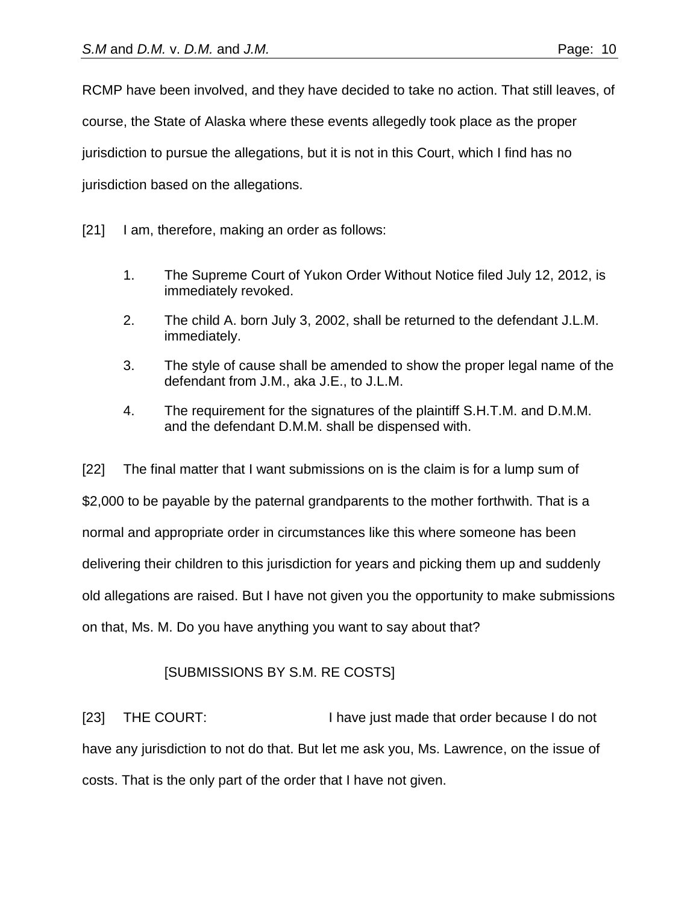RCMP have been involved, and they have decided to take no action. That still leaves, of course, the State of Alaska where these events allegedly took place as the proper jurisdiction to pursue the allegations, but it is not in this Court, which I find has no jurisdiction based on the allegations.

[21] I am, therefore, making an order as follows:

1. The Supreme Court of Yukon Order Without Notice filed July 12, 2012, is immediately revoked.
2. The child A. born July 3, 2002, shall be returned to the defendant J.L.M. immediately.
3. The style of cause shall be amended to show the proper legal name of the defendant from J.M., aka J.E., to J.L.M.
4. The requirement for the signatures of the plaintiff S.H.T.M. and D.M.M. and the defendant D.M.M. shall be dispensed with.

[22] The final matter that I want submissions on is the claim is for a lump sum of $2,000 to be payable by the paternal grandparents to the mother forthwith. That is a normal and appropriate order in circumstances like this where someone has been delivering their children to this jurisdiction for years and picking them up and suddenly old allegations are raised. But I have not given you the opportunity to make submissions on that, Ms. M. Do you have anything you want to say about that?

[SUBMISSIONS BY S.M. RE COSTS]

[23] THE COURT: I have just made that order because I do not have any jurisdiction to not do that. But let me ask you, Ms. Lawrence, on the issue of costs. That is the only part of the order that I have not given.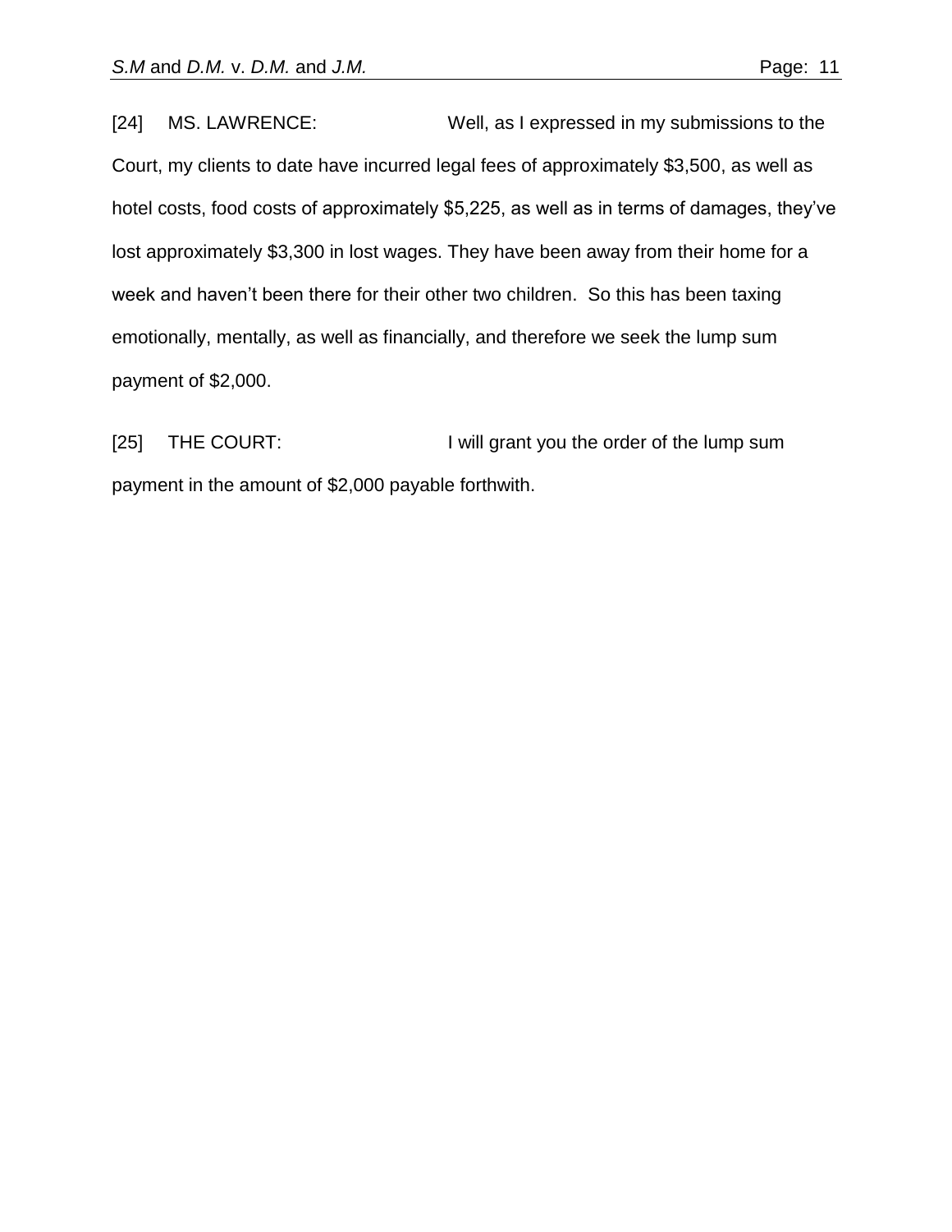[24] MS. LAWRENCE: Well, as I expressed in my submissions to the Court, my clients to date have incurred legal fees of approximately $3,500, as well as hotel costs, food costs of approximately $5,225, as well as in terms of damages, they've lost approximately $3,300 in lost wages. They have been away from their home for a week and haven't been there for their other two children. So this has been taxing emotionally, mentally, as well as financially, and therefore we seek the lump sum payment of $2,000.

[25] THE COURT: I will grant you the order of the lump sum payment in the amount of $2,000 payable forthwith.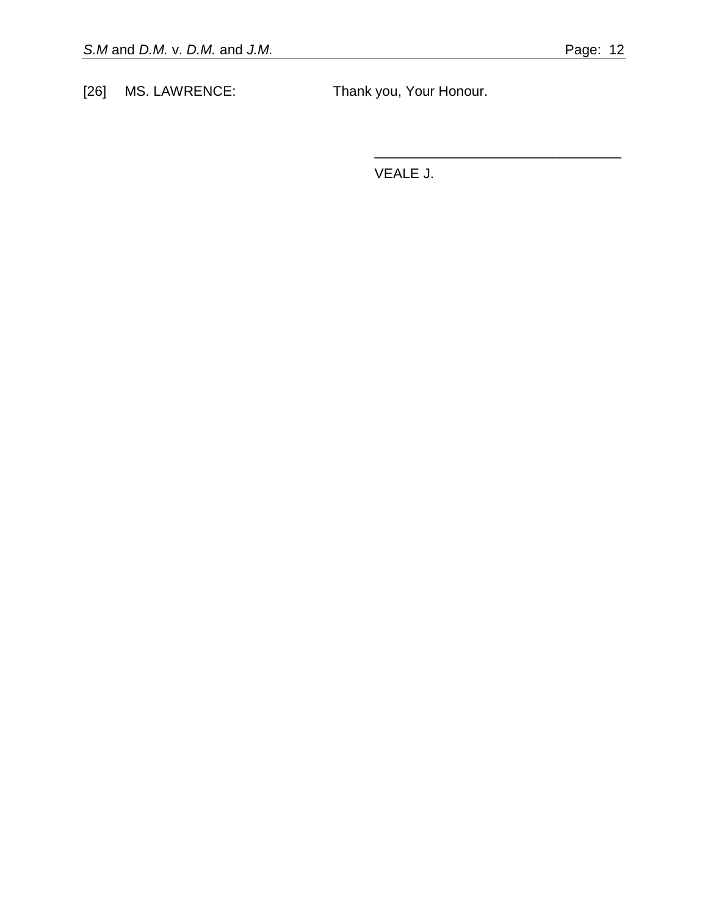[26] MS. LAWRENCE: Thank you, Your Honour.

\_\_\_\_\_\_\_\_\_\_\_\_\_\_\_\_\_\_\_\_\_\_\_\_\_\_\_\_\_\_\_\_

VEALE J.